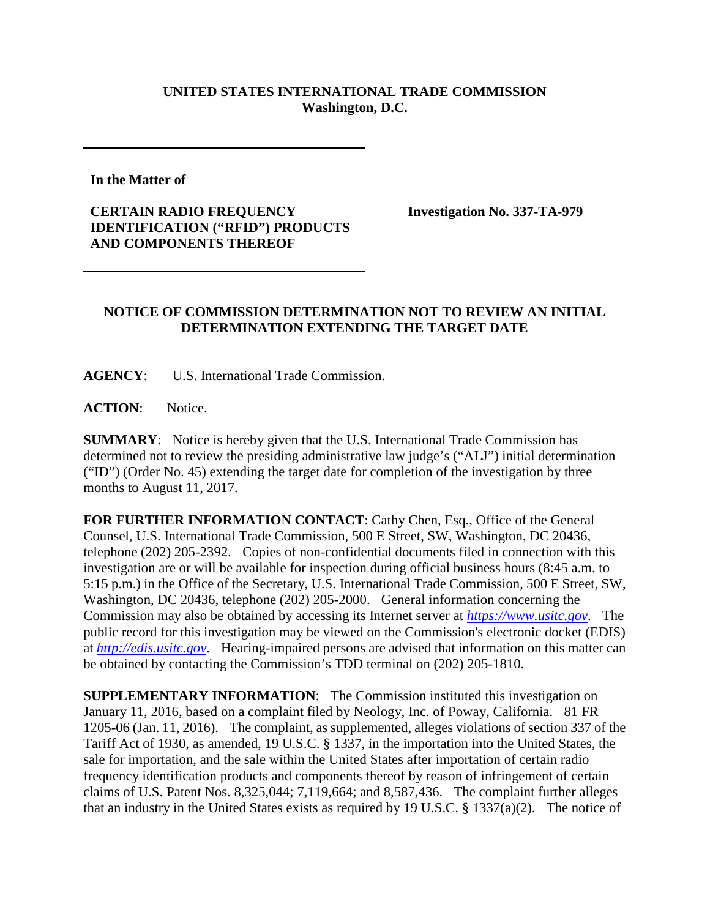**UNITED STATES INTERNATIONAL TRADE COMMISSION**
**Washington, D.C.**

| In the Matter of | |
|---|---|
| **CERTAIN RADIO FREQUENCY IDENTIFICATION ("RFID") PRODUCTS AND COMPONENTS THEREOF** | **Investigation No. 337-TA-979** |

## NOTICE OF COMMISSION DETERMINATION NOT TO REVIEW AN INITIAL DETERMINATION EXTENDING THE TARGET DATE

**AGENCY**: U.S. International Trade Commission.

**ACTION**: Notice.

**SUMMARY**: Notice is hereby given that the U.S. International Trade Commission has determined not to review the presiding administrative law judge's ("ALJ") initial determination ("ID") (Order No. 45) extending the target date for completion of the investigation by three months to August 11, 2017.

**FOR FURTHER INFORMATION CONTACT**: Cathy Chen, Esq., Office of the General Counsel, U.S. International Trade Commission, 500 E Street, SW, Washington, DC 20436, telephone (202) 205-2392. Copies of non-confidential documents filed in connection with this investigation are or will be available for inspection during official business hours (8:45 a.m. to 5:15 p.m.) in the Office of the Secretary, U.S. International Trade Commission, 500 E Street, SW, Washington, DC 20436, telephone (202) 205-2000. General information concerning the Commission may also be obtained by accessing its Internet server at *https://www.usitc.gov*. The public record for this investigation may be viewed on the Commission's electronic docket (EDIS) at *http://edis.usitc.gov*. Hearing-impaired persons are advised that information on this matter can be obtained by contacting the Commission's TDD terminal on (202) 205-1810.

**SUPPLEMENTARY INFORMATION**: The Commission instituted this investigation on January 11, 2016, based on a complaint filed by Neology, Inc. of Poway, California. 81 FR 1205-06 (Jan. 11, 2016). The complaint, as supplemented, alleges violations of section 337 of the Tariff Act of 1930, as amended, 19 U.S.C. § 1337, in the importation into the United States, the sale for importation, and the sale within the United States after importation of certain radio frequency identification products and components thereof by reason of infringement of certain claims of U.S. Patent Nos. 8,325,044; 7,119,664; and 8,587,436. The complaint further alleges that an industry in the United States exists as required by 19 U.S.C. § 1337(a)(2). The notice of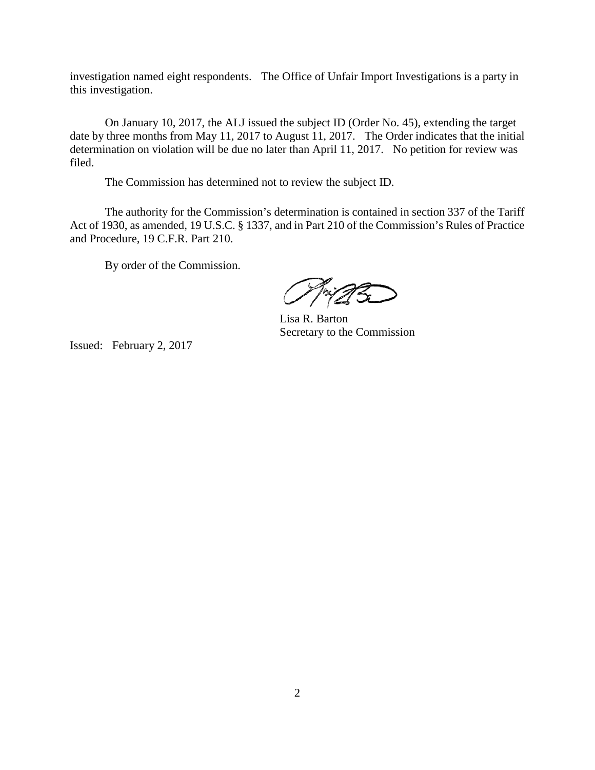investigation named eight respondents. The Office of Unfair Import Investigations is a party in this investigation.

On January 10, 2017, the ALJ issued the subject ID (Order No. 45), extending the target date by three months from May 11, 2017 to August 11, 2017. The Order indicates that the initial determination on violation will be due no later than April 11, 2017. No petition for review was filed.

The Commission has determined not to review the subject ID.

The authority for the Commission's determination is contained in section 337 of the Tariff Act of 1930, as amended, 19 U.S.C. § 1337, and in Part 210 of the Commission's Rules of Practice and Procedure, 19 C.F.R. Part 210.

By order of the Commission.

Lisa R. Barton
Secretary to the Commission

Issued: February 2, 2017